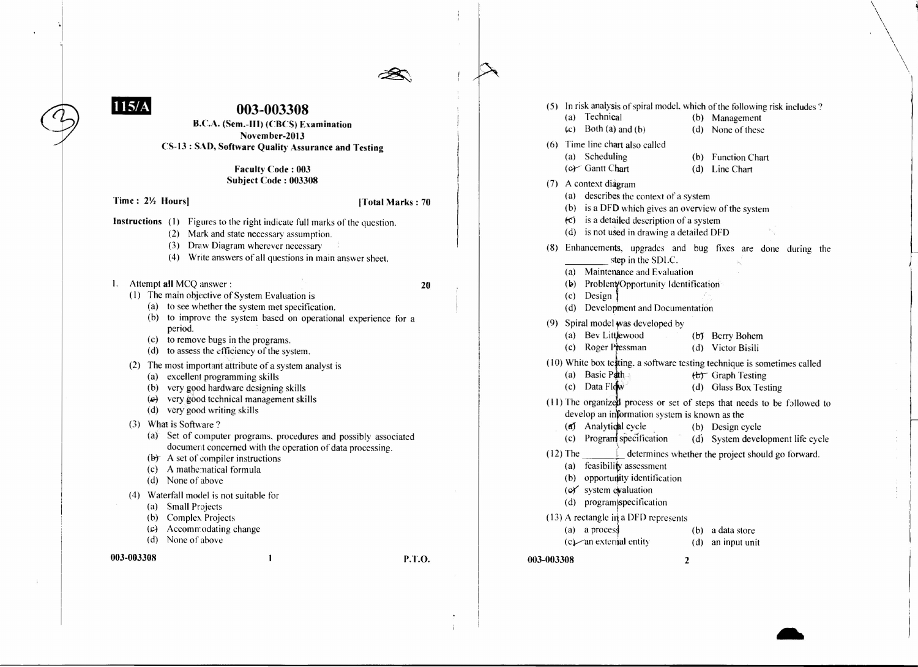**115/A**

# 003-003308

**B.C.A. (Sem.-III) (CBCS) Examination**

**November-2013**

**CS-13 : SAD, Software Quality Assurance and Testing**

**Faculty Code : 003**

**Subject Code : 003308**

**Time : 2½ Hours]** **[Total Marks : 70**

**Instructions** (1) Figures to the right indicate full marks of the question.
(2) Mark and state necessary assumption.
(3) Draw Diagram wherever necessary
(4) Write answers of all questions in main answer sheet.

1. Attempt **all** MCQ answer : **20**

(1) The main objective of System Evaluation is
- (a) to see whether the system met specification.
- (b) to improve the system based on operational experience for a period.
- (c) to remove bugs in the programs.
- (d) to assess the efficiency of the system.

(2) The most important attribute of a system analyst is
- (a) excellent programming skills
- (b) very good hardware designing skills
- (c) very good technical management skills
- (d) very good writing skills

(3) What is Software ?
- (a) Set of computer programs, procedures and possibly associated document concerned with the operation of data processing.
- (b) A set of compiler instructions
- (c) A mathematical formula
- (d) None of above

(4) Waterfall model is not suitable for
- (a) Small Projects
- (b) Complex Projects
- (c) Accommodating change
- (d) None of above

(5) In risk analysis of spiral model, which of the following risk includes ?
- (a) Technical
- (b) Management
- (c) Both (a) and (b)
- (d) None of these

(6) Time line chart also called
- (a) Scheduling
- (b) Function Chart
- (c) Gantt Chart
- (d) Line Chart

(7) A context diagram
- (a) describes the context of a system
- (b) is a DFD which gives an overview of the system
- (c) is a detailed description of a system
- (d) is not used in drawing a detailed DFD

(8) Enhancements, upgrades and bug fixes are done during the ________ step in the SDLC.
- (a) Maintenance and Evaluation
- (b) Problem/Opportunity Identification
- (c) Design
- (d) Development and Documentation

(9) Spiral model was developed by
- (a) Bev Littlewood
- (b) Berry Bohem
- (c) Roger Pressman
- (d) Victor Bisili

(10) White box testing, a software testing technique is sometimes called
- (a) Basic Path
- (b) Graph Testing
- (c) Data Flow
- (d) Glass Box Testing

(11) The organized process or set of steps that needs to be followed to develop an information system is known as the
- (a) Analytical cycle
- (b) Design cycle
- (c) Program specification
- (d) System development life cycle

(12) The ________ determines whether the project should go forward.
- (a) feasibility assessment
- (b) opportunity identification
- (c) system evaluation
- (d) program specification

(13) A rectangle in a DFD represents
- (a) a process
- (b) a data store
- (c) an external entity
- (d) an input unit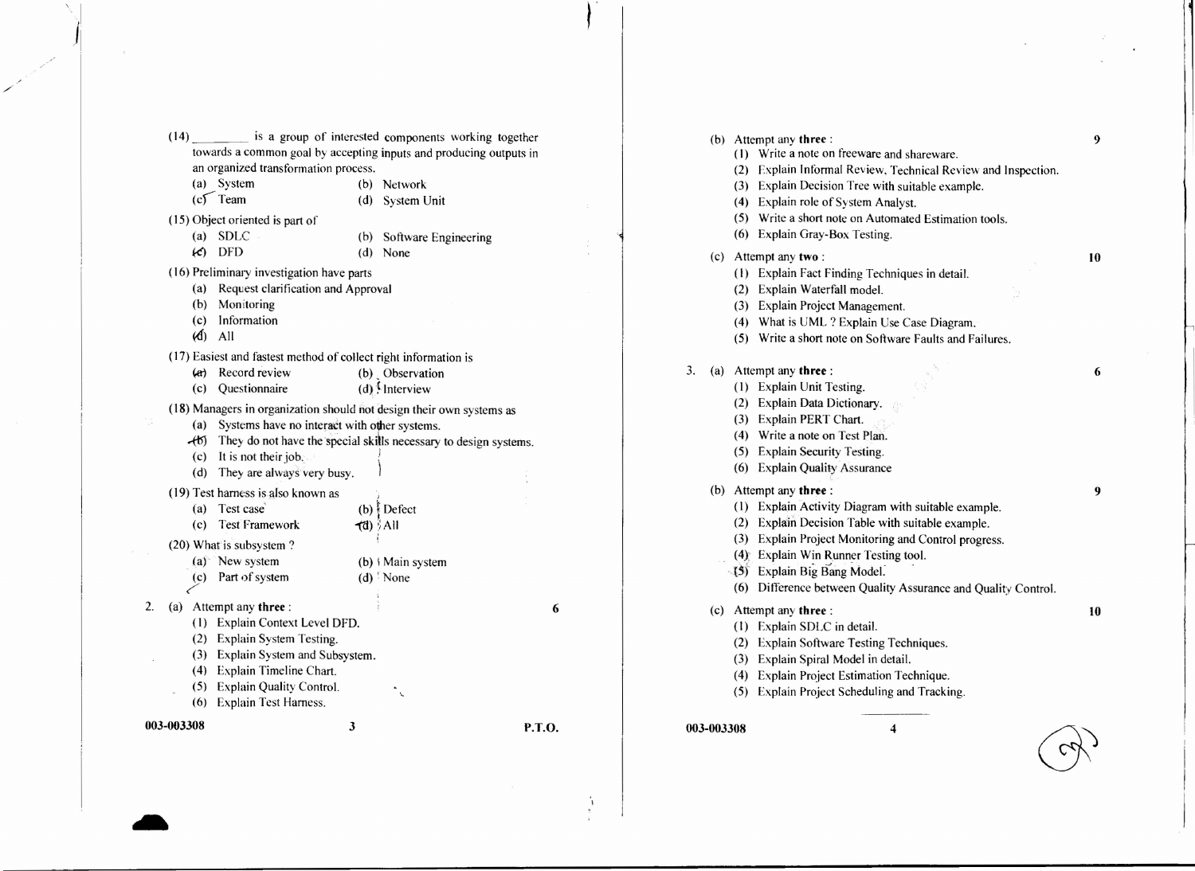(14) ________ is a group of interested components working together towards a common goal by accepting inputs and producing outputs in an organized transformation process.

(a) System (b) Network
(c) Team (d) System Unit

(15) Object oriented is part of

(a) SDLC (b) Software Engineering
(c) DFD (d) None

(16) Preliminary investigation have parts

(a) Request clarification and Approval
(b) Monitoring
(c) Information
(d) All

(17) Easiest and fastest method of collect right information is

(a) Record review (b) Observation
(c) Questionnaire (d) Interview

(18) Managers in organization should not design their own systems as

(a) Systems have no interact with other systems.
(b) They do not have the special skills necessary to design systems.
(c) It is not their job.
(d) They are always very busy.

(19) Test harness is also known as

(a) Test case (b) Defect
(c) Test Framework (d) All

(20) What is subsystem ?

(a) New system (b) Main system
(c) Part of system (d) None

2. (a) Attempt any **three** : **6**

(1) Explain Context Level DFD.
(2) Explain System Testing.
(3) Explain System and Subsystem.
(4) Explain Timeline Chart.
(5) Explain Quality Control.
(6) Explain Test Harness.

(b) Attempt any **three** : **9**

(1) Write a note on freeware and shareware.
(2) Explain Informal Review, Technical Review and Inspection.
(3) Explain Decision Tree with suitable example.
(4) Explain role of System Analyst.
(5) Write a short note on Automated Estimation tools.
(6) Explain Gray-Box Testing.

(c) Attempt any **two** : **10**

(1) Explain Fact Finding Techniques in detail.
(2) Explain Waterfall model.
(3) Explain Project Management.
(4) What is UML ? Explain Use Case Diagram.
(5) Write a short note on Software Faults and Failures.

3. (a) Attempt any **three** : **6**

(1) Explain Unit Testing.
(2) Explain Data Dictionary.
(3) Explain PERT Chart.
(4) Write a note on Test Plan.
(5) Explain Security Testing.
(6) Explain Quality Assurance

(b) Attempt any **three** : **9**

(1) Explain Activity Diagram with suitable example.
(2) Explain Decision Table with suitable example.
(3) Explain Project Monitoring and Control progress.
(4) Explain Win Runner Testing tool.
(5) Explain Big Bang Model.
(6) Difference between Quality Assurance and Quality Control.

(c) Attempt any **three** : **10**

(1) Explain SDLC in detail.
(2) Explain Software Testing Techniques.
(3) Explain Spiral Model in detail.
(4) Explain Project Estimation Technique.
(5) Explain Project Scheduling and Tracking.